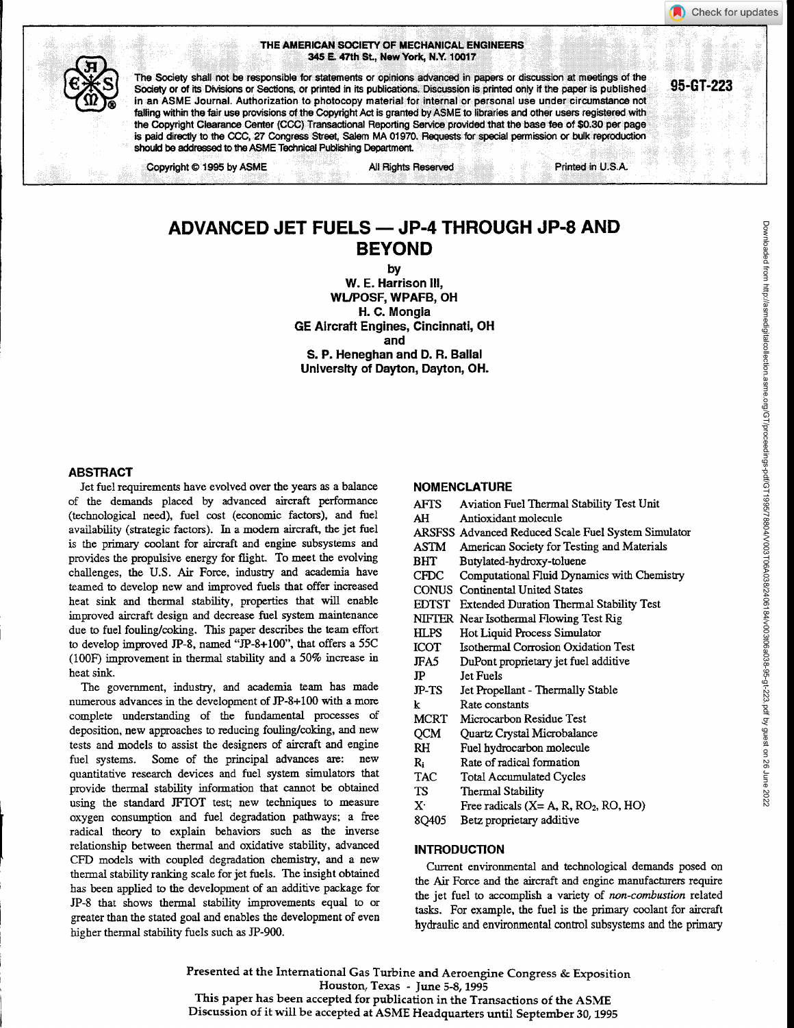THE AMERICAN SOCIETY OF MECHANICAL ENGINEERS
345 E. 47th St., New York, N.Y. 10017

The Society shall not be responsible for statements or opinions advanced in papers or discussion at meetings of the Society or of its Divisions or Sections, or printed in its publications. Discussion is printed only if the paper is published in an ASME Journal. Authorization to photocopy material for internal or personal use under circumstance not falling within the fair use provisions of the Copyright Act is granted by ASME to libraries and other users registered with the Copyright Clearance Center (CCC) Transactional Reporting Service provided that the base fee of $0.30 per page is paid directly to the CCC, 27 Congress Street, Salem MA 01970. Requests for special permission or bulk reproduction should be addressed to the ASME Technical Publishing Department.

95-GT-223

Copyright © 1995 by ASME — All Rights Reserved — Printed in U.S.A.

# ADVANCED JET FUELS — JP-4 THROUGH JP-8 AND BEYOND

by

**W. E. Harrison III,**
**WL/POSF, WPAFB, OH**
**H. C. Mongia**
**GE Aircraft Engines, Cincinnati, OH**
**and**
**S. P. Heneghan and D. R. Ballal**
**University of Dayton, Dayton, OH.**

## ABSTRACT

Jet fuel requirements have evolved over the years as a balance of the demands placed by advanced aircraft performance (technological need), fuel cost (economic factors), and fuel availability (strategic factors). In a modern aircraft, the jet fuel is the primary coolant for aircraft and engine subsystems and provides the propulsive energy for flight. To meet the evolving challenges, the U.S. Air Force, industry and academia have teamed to develop new and improved fuels that offer increased heat sink and thermal stability, properties that will enable improved aircraft design and decrease fuel system maintenance due to fuel fouling/coking. This paper describes the team effort to develop improved JP-8, named "JP-8+100", that offers a 55C (100F) improvement in thermal stability and a 50% increase in heat sink.

The government, industry, and academia team has made numerous advances in the development of JP-8+100 with a more complete understanding of the fundamental processes of deposition, new approaches to reducing fouling/coking, and new tests and models to assist the designers of aircraft and engine fuel systems. Some of the principal advances are: new quantitative research devices and fuel system simulators that provide thermal stability information that cannot be obtained using the standard JFTOT test; new techniques to measure oxygen consumption and fuel degradation pathways; a free radical theory to explain behaviors such as the inverse relationship between thermal and oxidative stability, advanced CFD models with coupled degradation chemistry, and a new thermal stability ranking scale for jet fuels. The insight obtained has been applied to the development of an additive package for JP-8 that shows thermal stability improvements equal to or greater than the stated goal and enables the development of even higher thermal stability fuels such as JP-900.

## NOMENCLATURE

| | |
|---|---|
| AFTS | Aviation Fuel Thermal Stability Test Unit |
| AH | Antioxidant molecule |
| ARSFSS | Advanced Reduced Scale Fuel System Simulator |
| ASTM | American Society for Testing and Materials |
| BHT | Butylated-hydroxy-toluene |
| CFDC | Computational Fluid Dynamics with Chemistry |
| CONUS | Continental United States |
| EDTST | Extended Duration Thermal Stability Test |
| NIFTER | Near Isothermal Flowing Test Rig |
| HLPS | Hot Liquid Process Simulator |
| ICOT | Isothermal Corrosion Oxidation Test |
| JFA5 | DuPont proprietary jet fuel additive |
| JP | Jet Fuels |
| JP-TS | Jet Propellant - Thermally Stable |
| k | Rate constants |
| MCRT | Microcarbon Residue Test |
| QCM | Quartz Crystal Microbalance |
| RH | Fuel hydrocarbon molecule |
| $R_i$ | Rate of radical formation |
| TAC | Total Accumulated Cycles |
| TS | Thermal Stability |
| X· | Free radicals (X= A, R, $RO_2$, RO, HO) |
| 8Q405 | Betz proprietary additive |

## INTRODUCTION

Current environmental and technological demands posed on the Air Force and the aircraft and engine manufacturers require the jet fuel to accomplish a variety of *non-combustion* related tasks. For example, the fuel is the primary coolant for aircraft hydraulic and environmental control subsystems and the primary

Presented at the International Gas Turbine and Aeroengine Congress & Exposition
Houston, Texas - June 5-8, 1995
This paper has been accepted for publication in the Transactions of the ASME
Discussion of it will be accepted at ASME Headquarters until September 30, 1995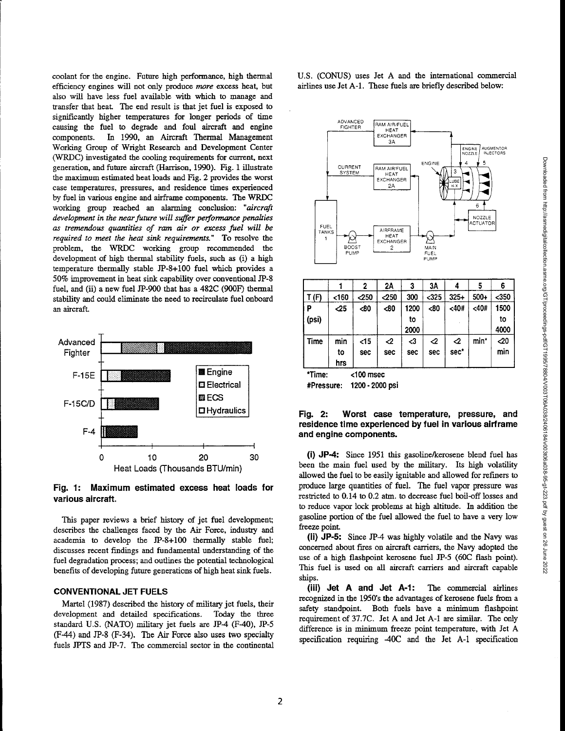coolant for the engine. Future high performance, high thermal efficiency engines will not only produce *more* excess heat, but also will have less fuel available with which to manage and transfer that heat. The end result is that jet fuel is exposed to significantly higher temperatures for longer periods of time causing the fuel to degrade and foul aircraft and engine components. In 1990, an Aircraft Thermal Management Working Group of Wright Research and Development Center (WRDC) investigated the cooling requirements for current, next generation, and future aircraft (Harrison, 1990). Fig. 1 illustrate the maximum estimated heat loads and Fig. 2 provides the worst case temperatures, pressures, and residence times experienced by fuel in various engine and airframe components. The WRDC working group reached an alarming conclusion: *"aircraft development in the near future will suffer performance penalties as tremendous quantities of ram air or excess fuel will be required to meet the heat sink requirements."* To resolve the problem, the WRDC working group recommended the development of high thermal stability fuels, such as (i) a high temperature thermally stable JP-8+100 fuel which provides a 50% improvement in heat sink capability over conventional JP-8 fuel, and (ii) a new fuel JP-900 that has a 482C (900F) thermal stability and could eliminate the need to recirculate fuel onboard an aircraft.

**Fig. 1: Maximum estimated excess heat loads for various aircraft.**

This paper reviews a brief history of jet fuel development; describes the challenges faced by the Air Force, industry and academia to develop the JP-8+100 thermally stable fuel; discusses recent findings and fundamental understanding of the fuel degradation process; and outlines the potential technological benefits of developing future generations of high heat sink fuels.

## CONVENTIONAL JET FUELS

Martel (1987) described the history of military jet fuels, their development and detailed specifications. Today the three standard U.S. (NATO) military jet fuels are JP-4 (F-40), JP-5 (F-44) and JP-8 (F-34). The Air Force also uses two specialty fuels JPTS and JP-7. The commercial sector in the continental U.S. (CONUS) uses Jet A and the international commercial airlines use Jet A-1. These fuels are briefly described below:

| | 1 | 2 | 2A | 3 | 3A | 4 | 5 | 6 |
|---|---|---|---|---|---|---|---|---|
| T (F) | <160 | <250 | <250 | 300 | <325 | 325+ | 500+ | <350 |
| P (psi) | <25 | <80 | <80 | 1200 to 2000 | <80 | <40# | <40# | 1500 to 4000 |
| Time | min to hrs | <15 sec | <2 sec | <3 sec | <2 sec | <2 sec* | min* | <20 min |

*Time: <100 msec

#Pressure: 1200 - 2000 psi

**Fig. 2: Worst case temperature, pressure, and residence time experienced by fuel in various airframe and engine components.**

**(i) JP-4:** Since 1951 this gasoline/kerosene blend fuel has been the main fuel used by the military. Its high volatility allowed the fuel to be easily ignitable and allowed for refiners to produce large quantities of fuel. The fuel vapor pressure was restricted to 0.14 to 0.2 atm. to decrease fuel boil-off losses and to reduce vapor lock problems at high altitude. In addition the gasoline portion of the fuel allowed the fuel to have a very low freeze point.

**(ii) JP-5:** Since JP-4 was highly volatile and the Navy was concerned about fires on aircraft carriers, the Navy adopted the use of a high flashpoint kerosene fuel JP-5 (60C flash point). This fuel is used on all aircraft carriers and aircraft capable ships.

**(iii) Jet A and Jet A-1:** The commercial airlines recognized in the 1950's the advantages of kerosene fuels from a safety standpoint. Both fuels have a minimum flashpoint requirement of 37.7C. Jet A and Jet A-1 are similar. The only difference is in minimum freeze point temperature, with Jet A specification requiring -40C and the Jet A-1 specification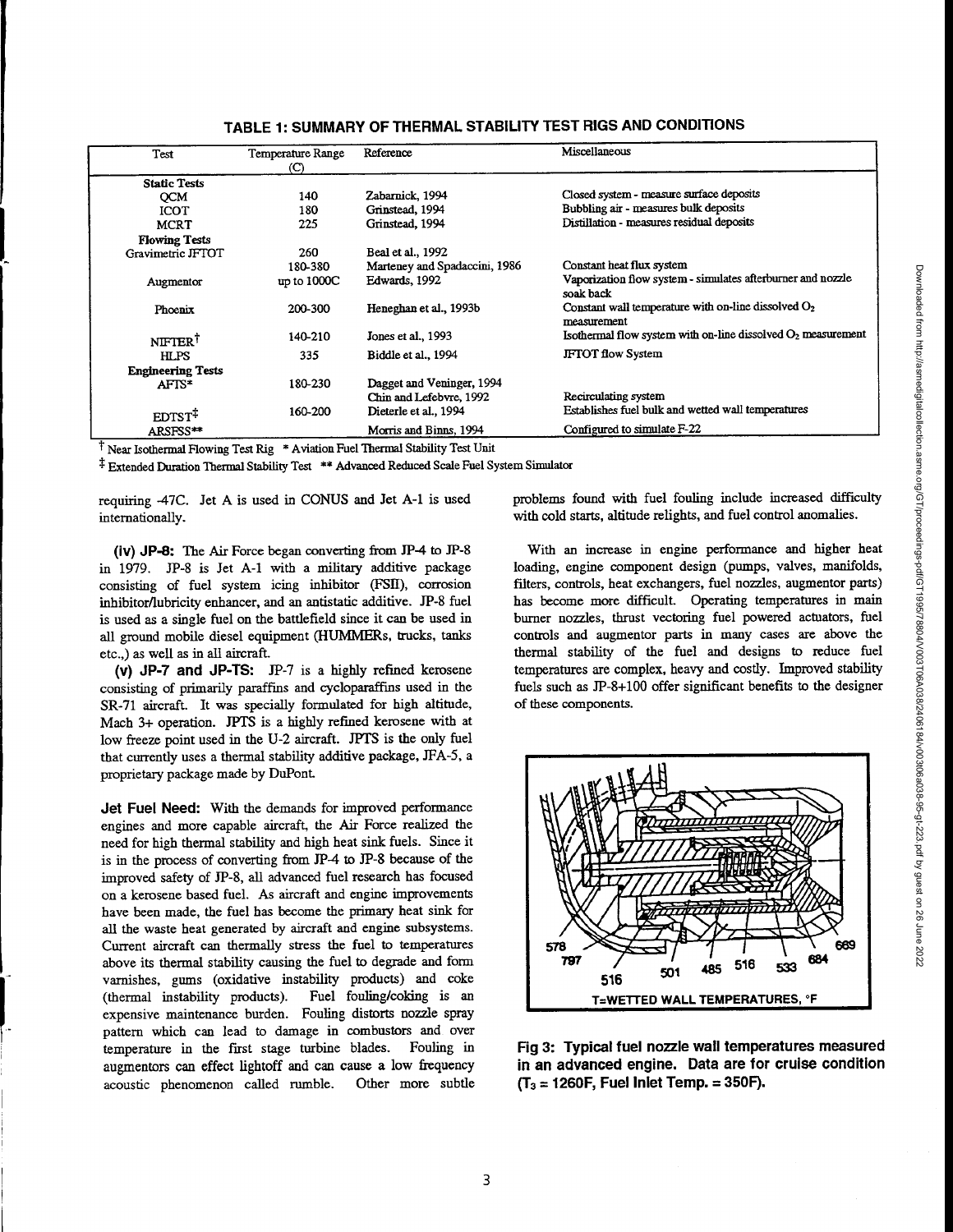**TABLE 1: SUMMARY OF THERMAL STABILITY TEST RIGS AND CONDITIONS**

| Test | Temperature Range (C) | Reference | Miscellaneous |
|---|---|---|---|
| **Static Tests** | | | |
| QCM | 140 | Zabarnick, 1994 | Closed system - measure surface deposits |
| ICOT | 180 | Grinstead, 1994 | Bubbling air - measures bulk deposits |
| MCRT | 225 | Grinstead, 1994 | Distillation - measures residual deposits |
| **Flowing Tests** | | | |
| Gravimetric JFTOT | 260 | Beal et al., 1992 | |
| | 180-380 | Marteney and Spadaccini, 1986 | Constant heat flux system |
| Augmentor | up to 1000C | Edwards, 1992 | Vaporization flow system - simulates afterburner and nozzle soak back |
| Phoenix | 200-300 | Heneghan et al., 1993b | Constant wall temperature with on-line dissolved $O_2$ measurement |
| NIFTER† | 140-210 | Jones et al., 1993 | Isothermal flow system with on-line dissolved $O_2$ measurement |
| HLPS | 335 | Biddle et al., 1994 | JFTOT flow System |
| **Engineering Tests** | | | |
| AFTS* | 180-230 | Dagget and Veninger, 1994 | |
| | | Chin and Lefebvre, 1992 | Recirculating system |
| EDTST‡ | 160-200 | Dieterle et al., 1994 | Establishes fuel bulk and wetted wall temperatures |
| ARSFSS** | | Morris and Binns, 1994 | Configured to simulate F-22 |

† Near Isothermal Flowing Test Rig * Aviation Fuel Thermal Stability Test Unit

‡ Extended Duration Thermal Stability Test ** Advanced Reduced Scale Fuel System Simulator

requiring -47C. Jet A is used in CONUS and Jet A-1 is used internationally.

**(iv) JP-8:** The Air Force began converting from JP-4 to JP-8 in 1979. JP-8 is Jet A-1 with a military additive package consisting of fuel system icing inhibitor (FSII), corrosion inhibitor/lubricity enhancer, and an antistatic additive. JP-8 fuel is used as a single fuel on the battlefield since it can be used in all ground mobile diesel equipment (HUMMERs, trucks, tanks etc.,) as well as in all aircraft.

**(v) JP-7 and JP-TS:** JP-7 is a highly refined kerosene consisting of primarily paraffins and cycloparaffins used in the SR-71 aircraft. It was specially formulated for high altitude, Mach 3+ operation. JPTS is a highly refined kerosene with at low freeze point used in the U-2 aircraft. JPTS is the only fuel that currently uses a thermal stability additive package, JFA-5, a proprietary package made by DuPont.

**Jet Fuel Need:** With the demands for improved performance engines and more capable aircraft, the Air Force realized the need for high thermal stability and high heat sink fuels. Since it is in the process of converting from JP-4 to JP-8 because of the improved safety of JP-8, all advanced fuel research has focused on a kerosene based fuel. As aircraft and engine improvements have been made, the fuel has become the primary heat sink for all the waste heat generated by aircraft and engine subsystems. Current aircraft can thermally stress the fuel to temperatures above its thermal stability causing the fuel to degrade and form varnishes, gums (oxidative instability products) and coke (thermal instability products). Fuel fouling/coking is an expensive maintenance burden. Fouling distorts nozzle spray pattern which can lead to damage in combustors and over temperature in the first stage turbine blades. Fouling in augmentors can effect lightoff and can cause a low frequency acoustic phenomenon called rumble. Other more subtle problems found with fuel fouling include increased difficulty with cold starts, altitude relights, and fuel control anomalies.

With an increase in engine performance and higher heat loading, engine component design (pumps, valves, manifolds, filters, controls, heat exchangers, fuel nozzles, augmentor parts) has become more difficult. Operating temperatures in main burner nozzles, thrust vectoring fuel powered actuators, fuel controls and augmentor parts in many cases are above the thermal stability of the fuel and designs to reduce fuel temperatures are complex, heavy and costly. Improved stability fuels such as JP-8+100 offer significant benefits to the designer of these components.

578 797 516 501 485 516 533 684 669

T=WETTED WALL TEMPERATURES, °F

**Fig 3: Typical fuel nozzle wall temperatures measured in an advanced engine. Data are for cruise condition ($T_3$ = 1260F, Fuel Inlet Temp. = 350F).**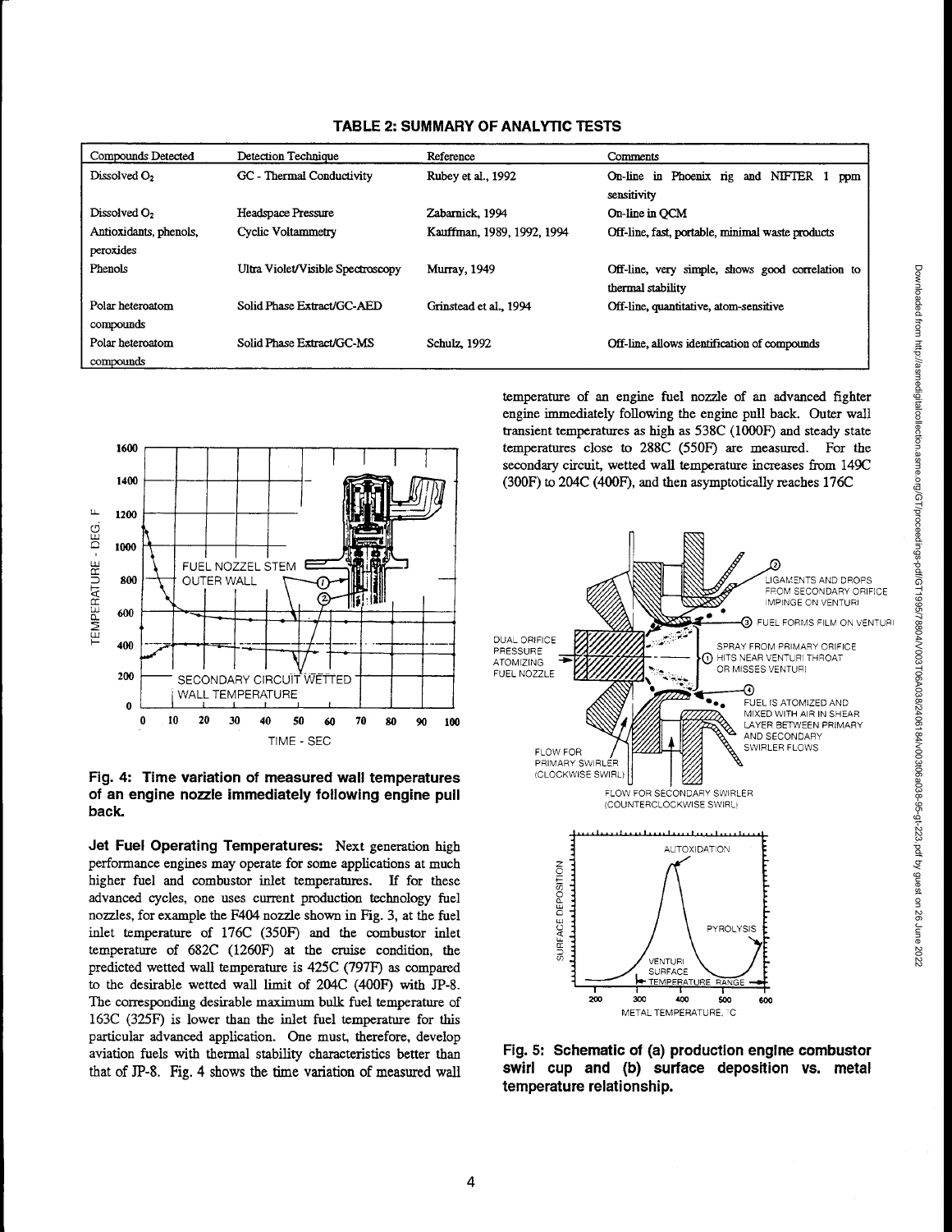**TABLE 2: SUMMARY OF ANALYTIC TESTS**

| Compounds Detected | Detection Technique | Reference | Comments |
|---|---|---|---|
| Dissolved $O_2$ | GC - Thermal Conductivity | Rubey et al., 1992 | On-line in Phoenix rig and NIFTER 1 ppm sensitivity |
| Dissolved $O_2$ | Headspace Pressure | Zabarnick, 1994 | On-line in QCM |
| Antioxidants, phenols, peroxides | Cyclic Voltammetry | Kauffman, 1989, 1992, 1994 | Off-line, fast, portable, minimal waste products |
| Phenols | Ultra Violet/Visible Spectroscopy | Murray, 1949 | Off-line, very simple, shows good correlation to thermal stability |
| Polar heteroatom compounds | Solid Phase Extract/GC-AED | Grinstead et al., 1994 | Off-line, quantitative, atom-sensitive |
| Polar heteroatom compounds | Solid Phase Extract/GC-MS | Schulz, 1992 | Off-line, allows identification of compounds |

**Fig. 4: Time variation of measured wall temperatures of an engine nozzle immediately following engine pull back.**

**Jet Fuel Operating Temperatures:** Next generation high performance engines may operate for some applications at much higher fuel and combustor inlet temperatures. If for these advanced cycles, one uses current production technology fuel nozzles, for example the F404 nozzle shown in Fig. 3, at the fuel inlet temperature of 176C (350F) and the combustor inlet temperature of 682C (1260F) at the cruise condition, the predicted wetted wall temperature is 425C (797F) as compared to the desirable wetted wall limit of 204C (400F) with JP-8. The corresponding desirable maximum bulk fuel temperature of 163C (325F) is lower than the inlet fuel temperature for this particular advanced application. One must, therefore, develop aviation fuels with thermal stability characteristics better than that of JP-8. Fig. 4 shows the time variation of measured wall temperature of an engine fuel nozzle of an advanced fighter engine immediately following the engine pull back. Outer wall transient temperatures as high as 538C (1000F) and steady state temperatures close to 288C (550F) are measured. For the secondary circuit, wetted wall temperature increases from 149C (300F) to 204C (400F), and then asymptotically reaches 176C

**Fig. 5: Schematic of (a) production engine combustor swirl cup and (b) surface deposition vs. metal temperature relationship.**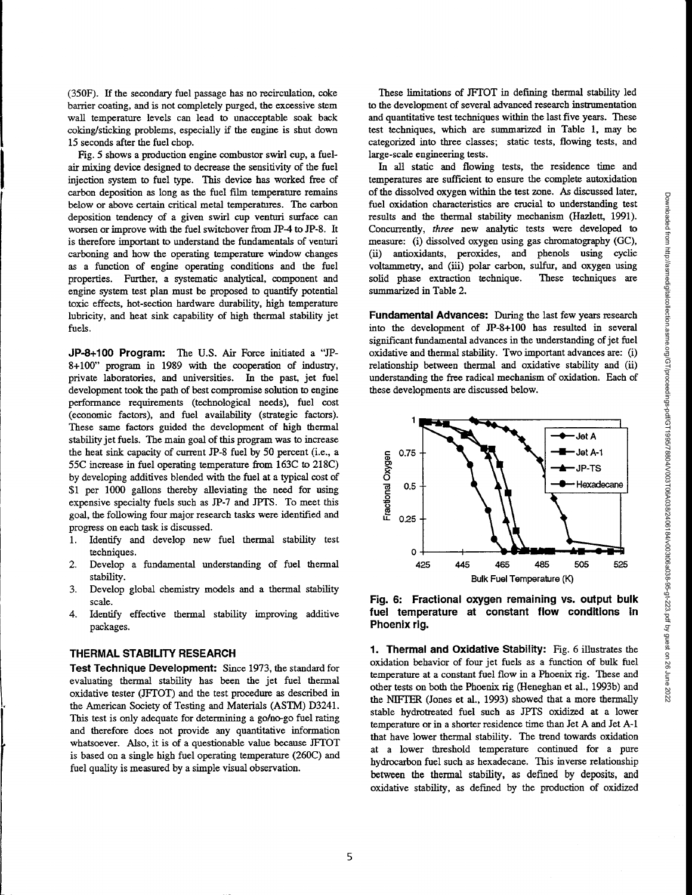(350F). If the secondary fuel passage has no recirculation, coke barrier coating, and is not completely purged, the excessive stem wall temperature levels can lead to unacceptable soak back coking/sticking problems, especially if the engine is shut down 15 seconds after the fuel chop.

Fig. 5 shows a production engine combustor swirl cup, a fuel-air mixing device designed to decrease the sensitivity of the fuel injection system to fuel type. This device has worked free of carbon deposition as long as the fuel film temperature remains below or above certain critical metal temperatures. The carbon deposition tendency of a given swirl cup venturi surface can worsen or improve with the fuel switchover from JP-4 to JP-8. It is therefore important to understand the fundamentals of venturi carboning and how the operating temperature window changes as a function of engine operating conditions and the fuel properties. Further, a systematic analytical, component and engine system test plan must be proposed to quantify potential toxic effects, hot-section hardware durability, high temperature lubricity, and heat sink capability of high thermal stability jet fuels.

**JP-8+100 Program:** The U.S. Air Force initiated a "JP-8+100" program in 1989 with the cooperation of industry, private laboratories, and universities. In the past, jet fuel development took the path of best compromise solution to engine performance requirements (technological needs), fuel cost (economic factors), and fuel availability (strategic factors). These same factors guided the development of high thermal stability jet fuels. The main goal of this program was to increase the heat sink capacity of current JP-8 fuel by 50 percent (i.e., a 55C increase in fuel operating temperature from 163C to 218C) by developing additives blended with the fuel at a typical cost of $1 per 1000 gallons thereby alleviating the need for using expensive specialty fuels such as JP-7 and JPTS. To meet this goal, the following four major research tasks were identified and progress on each task is discussed.

1. Identify and develop new fuel thermal stability test techniques.
2. Develop a fundamental understanding of fuel thermal stability.
3. Develop global chemistry models and a thermal stability scale.
4. Identify effective thermal stability improving additive packages.

## THERMAL STABILITY RESEARCH

**Test Technique Development:** Since 1973, the standard for evaluating thermal stability has been the jet fuel thermal oxidative tester (JFTOT) and the test procedure as described in the American Society of Testing and Materials (ASTM) D3241. This test is only adequate for determining a go/no-go fuel rating and therefore does not provide any quantitative information whatsoever. Also, it is of a questionable value because JFTOT is based on a single high fuel operating temperature (260C) and fuel quality is measured by a simple visual observation.

These limitations of JFTOT in defining thermal stability led to the development of several advanced research instrumentation and quantitative test techniques within the last five years. These test techniques, which are summarized in Table 1, may be categorized into three classes; static tests, flowing tests, and large-scale engineering tests.

In all static and flowing tests, the residence time and temperatures are sufficient to ensure the complete autoxidation of the dissolved oxygen within the test zone. As discussed later, fuel oxidation characteristics are crucial to understanding test results and the thermal stability mechanism (Hazlett, 1991). Concurrently, *three* new analytic tests were developed to measure: (i) dissolved oxygen using gas chromatography (GC), (ii) antioxidants, peroxides, and phenols using cyclic voltammetry, and (iii) polar carbon, sulfur, and oxygen using solid phase extraction technique. These techniques are summarized in Table 2.

**Fundamental Advances:** During the last few years research into the development of JP-8+100 has resulted in several significant fundamental advances in the understanding of jet fuel oxidative and thermal stability. Two important advances are: (i) relationship between thermal and oxidative stability and (ii) understanding the free radical mechanism of oxidation. Each of these developments are discussed below.

**Fig. 6: Fractional oxygen remaining vs. output bulk fuel temperature at constant flow conditions in Phoenix rig.**

**1. Thermal and Oxidative Stability:** Fig. 6 illustrates the oxidation behavior of four jet fuels as a function of bulk fuel temperature at a constant fuel flow in a Phoenix rig. These and other tests on both the Phoenix rig (Heneghan et al., 1993b) and the NIFTER (Jones et al., 1993) showed that a more thermally stable hydrotreated fuel such as JPTS oxidized at a lower temperature or in a shorter residence time than Jet A and Jet A-1 that have lower thermal stability. The trend towards oxidation at a lower threshold temperature continued for a pure hydrocarbon fuel such as hexadecane. This inverse relationship between the thermal stability, as defined by deposits, and oxidative stability, as defined by the production of oxidized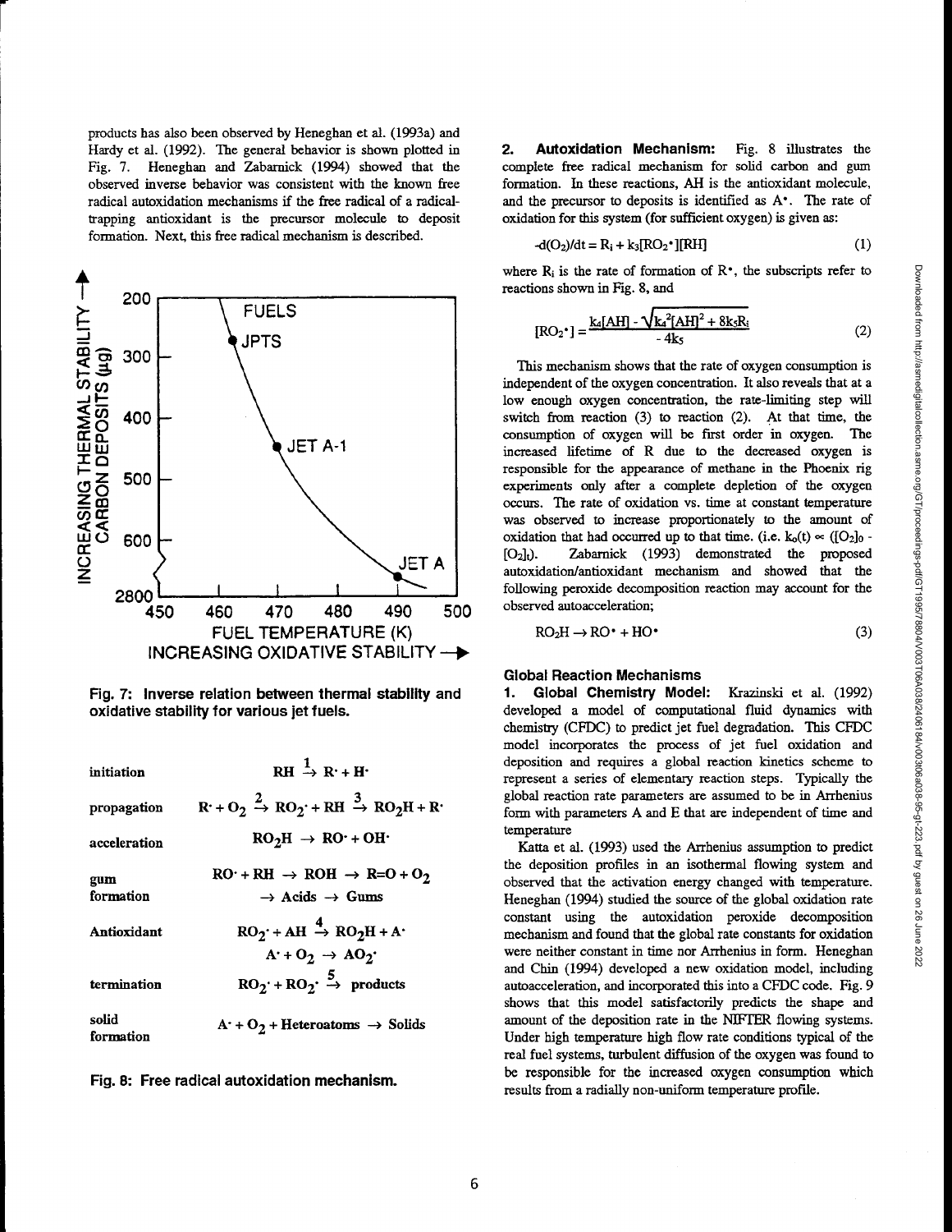products has also been observed by Heneghan et al. (1993a) and Hardy et al. (1992). The general behavior is shown plotted in Fig. 7. Heneghan and Zabarnick (1994) showed that the observed inverse behavior was consistent with the known free radical autoxidation mechanisms if the free radical of a radical-trapping antioxidant is the precursor molecule to deposit formation. Next, this free radical mechanism is described.

**Fig. 7: Inverse relation between thermal stability and oxidative stability for various jet fuels.**

| | |
|---|---|
| initiation | $RH \xrightarrow{1} R\cdot + H\cdot$ |
| propagation | $R\cdot + O_2 \xrightarrow{2} RO_2\cdot + RH \xrightarrow{3} RO_2H + R\cdot$ |
| acceleration | $RO_2H \rightarrow RO\cdot + OH\cdot$ |
| gum formation | $RO\cdot + RH \rightarrow ROH \rightarrow R{=}O + O_2 \rightarrow Acids \rightarrow Gums$ |
| Antioxidant | $RO_2\cdot + AH \xrightarrow{4} RO_2H + A\cdot$ <br> $A\cdot + O_2 \rightarrow AO_2\cdot$ |
| termination | $RO_2\cdot + RO_2\cdot \xrightarrow{5} products$ |
| solid formation | $A\cdot + O_2 + Heteroatoms \rightarrow Solids$ |

**Fig. 8: Free radical autoxidation mechanism.**

**2. Autoxidation Mechanism:** Fig. 8 illustrates the complete free radical mechanism for solid carbon and gum formation. In these reactions, AH is the antioxidant molecule, and the precursor to deposits is identified as $A\bullet$. The rate of oxidation for this system (for sufficient oxygen) is given as:

$$-d(O_2)/dt = R_i + k_3[RO_2\bullet][RH] \tag{1}$$

where $R_i$ is the rate of formation of $R\bullet$, the subscripts refer to reactions shown in Fig. 8, and

$$[RO_2\bullet] = \frac{k_4[AH] - \sqrt{k_4^2[AH]^2 + 8k_5R_i}}{-4k_5} \tag{2}$$

This mechanism shows that the rate of oxygen consumption is independent of the oxygen concentration. It also reveals that at a low enough oxygen concentration, the rate-limiting step will switch from reaction (3) to reaction (2). At that time, the consumption of oxygen will be first order in oxygen. The increased lifetime of R due to the decreased oxygen is responsible for the appearance of methane in the Phoenix rig experiments only after a complete depletion of the oxygen occurs. The rate of oxidation vs. time at constant temperature was observed to increase proportionately to the amount of oxidation that had occurred up to that time. (i.e. $k_o(t) \propto ([O_2]_0 - [O_2]_t)$. Zabarnick (1993) demonstrated the proposed autoxidation/antioxidant mechanism and showed that the following peroxide decomposition reaction may account for the observed autoacceleration;

$$RO_2H \rightarrow RO\bullet + HO\bullet \tag{3}$$

### Global Reaction Mechanisms

**1. Global Chemistry Model:** Krazinski et al. (1992) developed a model of computational fluid dynamics with chemistry (CFDC) to predict jet fuel degradation. This CFDC model incorporates the process of jet fuel oxidation and deposition and requires a global reaction kinetics scheme to represent a series of elementary reaction steps. Typically the global reaction rate parameters are assumed to be in Arrhenius form with parameters A and E that are independent of time and temperature

Katta et al. (1993) used the Arrhenius assumption to predict the deposition profiles in an isothermal flowing system and observed that the activation energy changed with temperature. Heneghan (1994) studied the source of the global oxidation rate constant using the autoxidation peroxide decomposition mechanism and found that the global rate constants for oxidation were neither constant in time nor Arrhenius in form. Heneghan and Chin (1994) developed a new oxidation model, including autoacceleration, and incorporated this into a CFDC code. Fig. 9 shows that this model satisfactorily predicts the shape and amount of the deposition rate in the NIFTER flowing systems. Under high temperature high flow rate conditions typical of the real fuel systems, turbulent diffusion of the oxygen was found to be responsible for the increased oxygen consumption which results from a radially non-uniform temperature profile.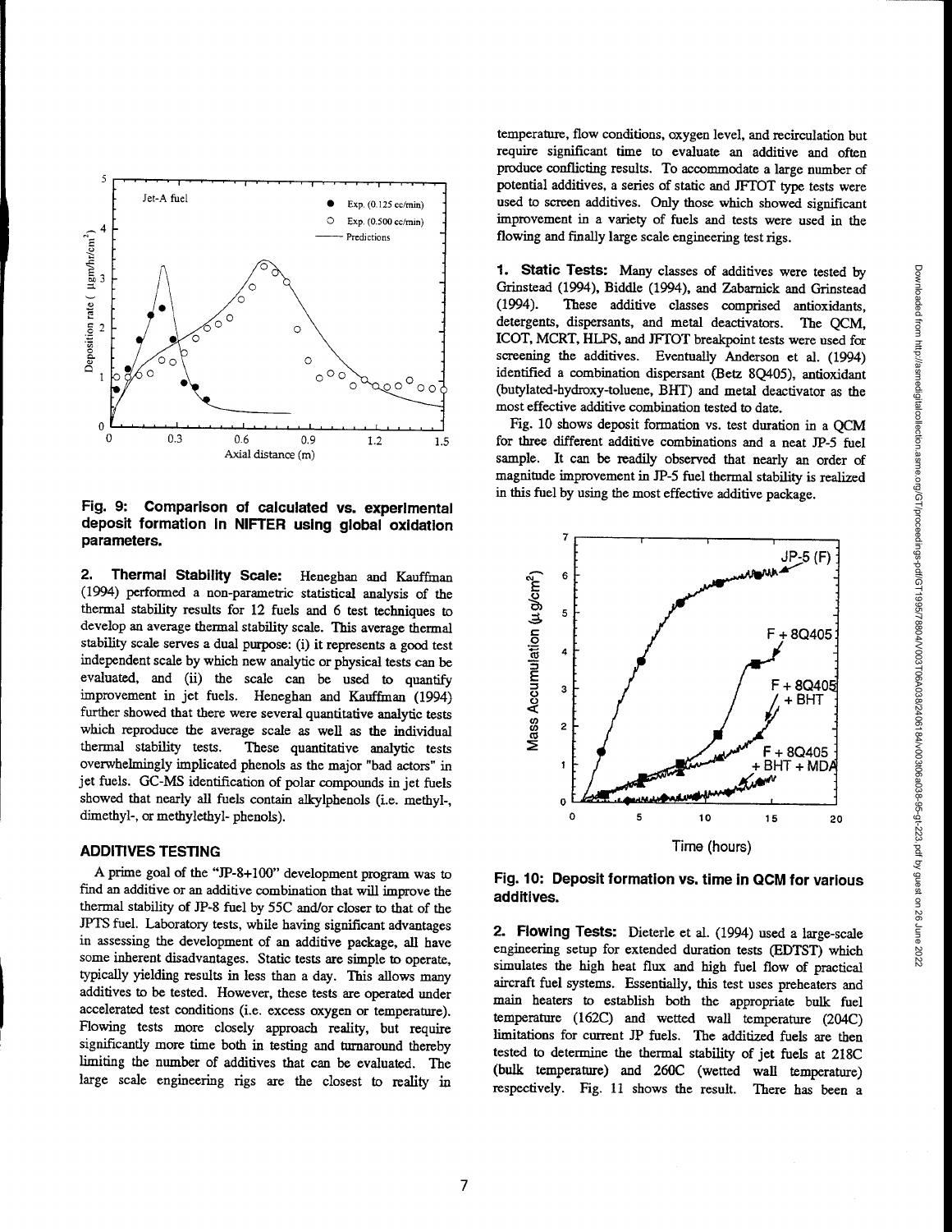Fig. 9: Comparison of calculated vs. experimental deposit formation in NIFTER using global oxidation parameters.

**2. Thermal Stability Scale:** Heneghan and Kauffman (1994) performed a non-parametric statistical analysis of the thermal stability results for 12 fuels and 6 test techniques to develop an average thermal stability scale. This average thermal stability scale serves a dual purpose: (i) it represents a good test independent scale by which new analytic or physical tests can be evaluated, and (ii) the scale can be used to quantify improvement in jet fuels. Heneghan and Kauffman (1994) further showed that there were several quantitative analytic tests which reproduce the average scale as well as the individual thermal stability tests. These quantitative analytic tests overwhelmingly implicated phenols as the major "bad actors" in jet fuels. GC-MS identification of polar compounds in jet fuels showed that nearly all fuels contain alkylphenols (i.e. methyl-, dimethyl-, or methylethyl- phenols).

## ADDITIVES TESTING

A prime goal of the "JP-8+100" development program was to find an additive or an additive combination that will improve the thermal stability of JP-8 fuel by 55C and/or closer to that of the JPTS fuel. Laboratory tests, while having significant advantages in assessing the development of an additive package, all have some inherent disadvantages. Static tests are simple to operate, typically yielding results in less than a day. This allows many additives to be tested. However, these tests are operated under accelerated test conditions (i.e. excess oxygen or temperature). Flowing tests more closely approach reality, but require significantly more time both in testing and turnaround thereby limiting the number of additives that can be evaluated. The large scale engineering rigs are the closest to reality in temperature, flow conditions, oxygen level, and recirculation but require significant time to evaluate an additive and often produce conflicting results. To accommodate a large number of potential additives, a series of static and JFTOT type tests were used to screen additives. Only those which showed significant improvement in a variety of fuels and tests were used in the flowing and finally large scale engineering test rigs.

**1. Static Tests:** Many classes of additives were tested by Grinstead (1994), Biddle (1994), and Zabarnick and Grinstead (1994). These additive classes comprised antioxidants, detergents, dispersants, and metal deactivators. The QCM, ICOT, MCRT, HLPS, and JFTOT breakpoint tests were used for screening the additives. Eventually Anderson et al. (1994) identified a combination dispersant (Betz 8Q405), antioxidant (butylated-hydroxy-toluene, BHT) and metal deactivator as the most effective additive combination tested to date.

Fig. 10 shows deposit formation vs. test duration in a QCM for three different additive combinations and a neat JP-5 fuel sample. It can be readily observed that nearly an order of magnitude improvement in JP-5 fuel thermal stability is realized in this fuel by using the most effective additive package.

Fig. 10: Deposit formation vs. time in QCM for various additives.

**2. Flowing Tests:** Dieterle et al. (1994) used a large-scale engineering setup for extended duration tests (EDTST) which simulates the high heat flux and high fuel flow of practical aircraft fuel systems. Essentially, this test uses preheaters and main heaters to establish both the appropriate bulk fuel temperature (162C) and wetted wall temperature (204C) limitations for current JP fuels. The additized fuels are then tested to determine the thermal stability of jet fuels at 218C (bulk temperature) and 260C (wetted wall temperature) respectively. Fig. 11 shows the result. There has been a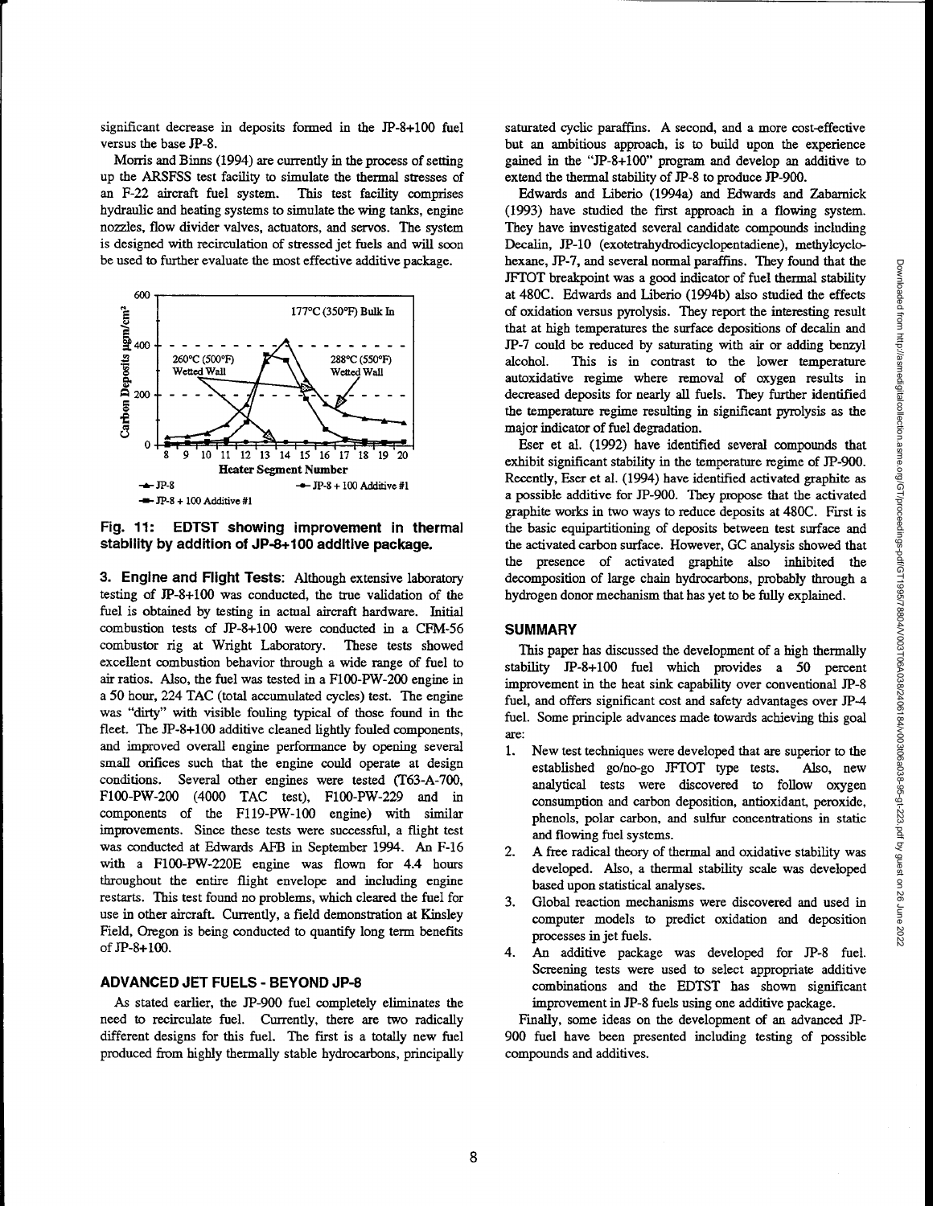significant decrease in deposits formed in the JP-8+100 fuel versus the base JP-8.

Morris and Binns (1994) are currently in the process of setting up the ARSFSS test facility to simulate the thermal stresses of an F-22 aircraft fuel system. This test facility comprises hydraulic and heating systems to simulate the wing tanks, engine nozzles, flow divider valves, actuators, and servos. The system is designed with recirculation of stressed jet fuels and will soon be used to further evaluate the most effective additive package.

**Fig. 11: EDTST showing improvement in thermal stability by addition of JP-8+100 additive package.**

**3. Engine and Flight Tests**: Although extensive laboratory testing of JP-8+100 was conducted, the true validation of the fuel is obtained by testing in actual aircraft hardware. Initial combustion tests of JP-8+100 were conducted in a CFM-56 combustor rig at Wright Laboratory. These tests showed excellent combustion behavior through a wide range of fuel to air ratios. Also, the fuel was tested in a F100-PW-200 engine in a 50 hour, 224 TAC (total accumulated cycles) test. The engine was "dirty" with visible fouling typical of those found in the fleet. The JP-8+100 additive cleaned lightly fouled components, and improved overall engine performance by opening several small orifices such that the engine could operate at design conditions. Several other engines were tested (T63-A-700, F100-PW-200 (4000 TAC test), F100-PW-229 and in components of the F119-PW-100 engine) with similar improvements. Since these tests were successful, a flight test was conducted at Edwards AFB in September 1994. An F-16 with a F100-PW-220E engine was flown for 4.4 hours throughout the entire flight envelope and including engine restarts. This test found no problems, which cleared the fuel for use in other aircraft. Currently, a field demonstration at Kinsley Field, Oregon is being conducted to quantify long term benefits of JP-8+100.

## ADVANCED JET FUELS - BEYOND JP-8

As stated earlier, the JP-900 fuel completely eliminates the need to recirculate fuel. Currently, there are two radically different designs for this fuel. The first is a totally new fuel produced from highly thermally stable hydrocarbons, principally saturated cyclic paraffins. A second, and a more cost-effective but an ambitious approach, is to build upon the experience gained in the "JP-8+100" program and develop an additive to extend the thermal stability of JP-8 to produce JP-900.

Edwards and Liberio (1994a) and Edwards and Zabarnick (1993) have studied the first approach in a flowing system. They have investigated several candidate compounds including Decalin, JP-10 (exotetrahydrodicyclopentadiene), methylcyclohexane, JP-7, and several normal paraffins. They found that the JFTOT breakpoint was a good indicator of fuel thermal stability at 480C. Edwards and Liberio (1994b) also studied the effects of oxidation versus pyrolysis. They report the interesting result that at high temperatures the surface depositions of decalin and JP-7 could be reduced by saturating with air or adding benzyl alcohol. This is in contrast to the lower temperature autoxidative regime where removal of oxygen results in decreased deposits for nearly all fuels. They further identified the temperature regime resulting in significant pyrolysis as the major indicator of fuel degradation.

Eser et al. (1992) have identified several compounds that exhibit significant stability in the temperature regime of JP-900. Recently, Eser et al. (1994) have identified activated graphite as a possible additive for JP-900. They propose that the activated graphite works in two ways to reduce deposits at 480C. First is the basic equipartitioning of deposits between test surface and the activated carbon surface. However, GC analysis showed that the presence of activated graphite also inhibited the decomposition of large chain hydrocarbons, probably through a hydrogen donor mechanism that has yet to be fully explained.

## SUMMARY

This paper has discussed the development of a high thermally stability JP-8+100 fuel which provides a 50 percent improvement in the heat sink capability over conventional JP-8 fuel, and offers significant cost and safety advantages over JP-4 fuel. Some principle advances made towards achieving this goal are:

1. New test techniques were developed that are superior to the established go/no-go JFTOT type tests. Also, new analytical tests were discovered to follow oxygen consumption and carbon deposition, antioxidant, peroxide, phenols, polar carbon, and sulfur concentrations in static and flowing fuel systems.
2. A free radical theory of thermal and oxidative stability was developed. Also, a thermal stability scale was developed based upon statistical analyses.
3. Global reaction mechanisms were discovered and used in computer models to predict oxidation and deposition processes in jet fuels.
4. An additive package was developed for JP-8 fuel. Screening tests were used to select appropriate additive combinations and the EDTST has shown significant improvement in JP-8 fuels using one additive package.

Finally, some ideas on the development of an advanced JP-900 fuel have been presented including testing of possible compounds and additives.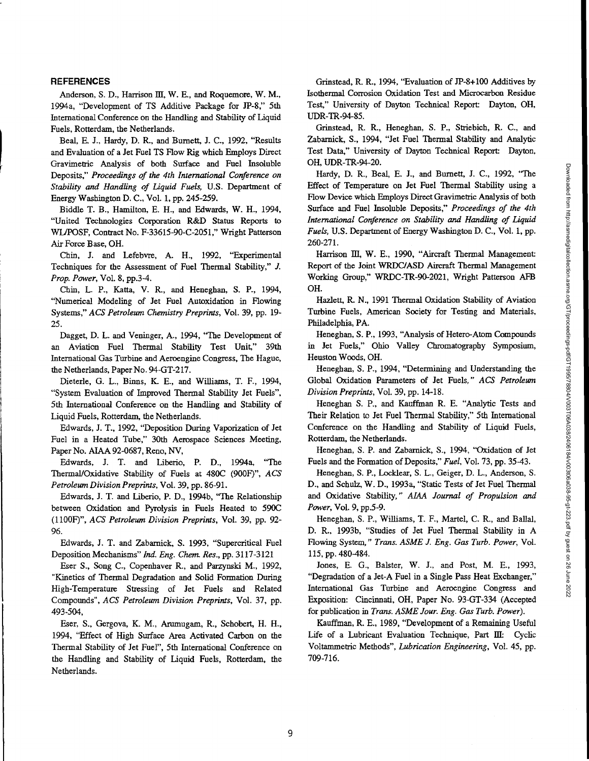## REFERENCES

Anderson, S. D., Harrison III, W. E., and Roquemore, W. M., 1994a, "Development of TS Additive Package for JP-8," 5th International Conference on the Handling and Stability of Liquid Fuels, Rotterdam, the Netherlands.

Beal, E. J., Hardy, D. R., and Burnett, J. C., 1992, "Results and Evaluation of a Jet Fuel TS Flow Rig which Employs Direct Gravimetric Analysis of both Surface and Fuel Insoluble Deposits," *Proceedings of the 4th International Conference on Stability and Handling of Liquid Fuels,* U.S. Department of Energy Washington D. C., Vol. 1, pp. 245-259.

Biddle T. B., Hamilton, E. H., and Edwards, W. H., 1994, "United Technologies Corporation R&D Status Reports to WL/POSF, Contract No. F-33615-90-C-2051," Wright Patterson Air Force Base, OH.

Chin, J. and Lefebvre, A. H., 1992, "Experimental Techniques for the Assessment of Fuel Thermal Stability," *J. Prop. Power*, Vol. 8, pp.3-4.

Chin, L. P., Katta, V. R., and Heneghan, S. P., 1994, "Numerical Modeling of Jet Fuel Autoxidation in Flowing Systems," *ACS Petroleum Chemistry Preprints*, Vol. 39, pp. 19-25.

Dagget, D. L. and Veninger, A., 1994, "The Development of an Aviation Fuel Thermal Stability Test Unit," 39th International Gas Turbine and Aeroengine Congress, The Hague, the Netherlands, Paper No. 94-GT-217.

Dieterle, G. L., Binns, K. E., and Williams, T. F., 1994, "System Evaluation of Improved Thermal Stability Jet Fuels", 5th International Conference on the Handling and Stability of Liquid Fuels, Rotterdam, the Netherlands.

Edwards, J. T., 1992, "Deposition During Vaporization of Jet Fuel in a Heated Tube," 30th Aerospace Sciences Meeting, Paper No. AIAA 92-0687, Reno, NV,

Edwards, J. T. and Liberio, P. D., 1994a, "The Thermal/Oxidative Stability of Fuels at 480C (900F)", *ACS Petroleum Division Preprints*, Vol. 39, pp. 86-91.

Edwards, J. T. and Liberio, P. D., 1994b, "The Relationship between Oxidation and Pyrolysis in Fuels Heated to 590C (1100F)", *ACS Petroleum Division Preprints*, Vol. 39, pp. 92-96.

Edwards, J. T. and Zabarnick, S. 1993, "Supercritical Fuel Deposition Mechanisms" *Ind. Eng. Chem. Res*., pp. 3117-3121

Eser S., Song C., Copenhaver R., and Parzynski M., 1992, "Kinetics of Thermal Degradation and Solid Formation During High-Temperature Stressing of Jet Fuels and Related Compounds", *ACS Petroleum Division Preprints*, Vol. 37, pp. 493-504,

Eser, S., Gergova, K. M., Arumugam, R., Schobert, H. H., 1994, "Effect of High Surface Area Activated Carbon on the Thermal Stability of Jet Fuel", 5th International Conference on the Handling and Stability of Liquid Fuels, Rotterdam, the Netherlands.

Grinstead, R. R., 1994, "Evaluation of JP-8+100 Additives by Isothermal Corrosion Oxidation Test and Microcarbon Residue Test," University of Dayton Technical Report: Dayton, OH, UDR-TR-94-85.

Grinstead, R. R., Heneghan, S. P., Striebich, R. C., and Zabarnick, S., 1994, "Jet Fuel Thermal Stability and Analytic Test Data," University of Dayton Technical Report: Dayton, OH, UDR-TR-94-20.

Hardy, D. R., Beal, E. J., and Burnett, J. C., 1992, "The Effect of Temperature on Jet Fuel Thermal Stability using a Flow Device which Employs Direct Gravimetric Analysis of both Surface and Fuel Insoluble Deposits," *Proceedings of the 4th International Conference on Stability and Handling of Liquid Fuels,* U.S. Department of Energy Washington D. C., Vol. 1, pp. 260-271.

Harrison III, W. E., 1990, "Aircraft Thermal Management: Report of the Joint WRDC/ASD Aircraft Thermal Management Working Group," WRDC-TR-90-2021, Wright Patterson AFB OH.

Hazlett, R. N., 1991 Thermal Oxidation Stability of Aviation Turbine Fuels, American Society for Testing and Materials, Philadelphia, PA.

Heneghan, S. P., 1993, "Analysis of Hetero-Atom Compounds in Jet Fuels," Ohio Valley Chromatography Symposium, Heuston Woods, OH.

Heneghan, S. P., 1994, "Determining and Understanding the Global Oxidation Parameters of Jet Fuels," *ACS Petroleum Division Preprints*, Vol. 39, pp. 14-18.

Heneghan S. P., and Kauffman R. E. "Analytic Tests and Their Relation to Jet Fuel Thermal Stability," 5th International Conference on the Handling and Stability of Liquid Fuels, Rotterdam, the Netherlands.

Heneghan, S. P. and Zabarnick, S., 1994, "Oxidation of Jet Fuels and the Formation of Deposits," *Fuel*, Vol. 73, pp. 35-43.

Heneghan, S. P., Locklear, S. L., Geiger, D. L., Anderson, S. D., and Schulz, W. D., 1993a, "Static Tests of Jet Fuel Thermal and Oxidative Stability," *AIAA Journal of Propulsion and Power*, Vol. 9, pp.5-9.

Heneghan, S. P., Williams, T. F., Martel, C. R., and Ballal, D. R., 1993b, "Studies of Jet Fuel Thermal Stability in A Flowing System," *Trans. ASME J. Eng. Gas Turb. Power*, Vol. 115, pp. 480-484.

Jones, E. G., Balster, W. J., and Post, M. E., 1993, "Degradation of a Jet-A Fuel in a Single Pass Heat Exchanger," International Gas Turbine and Aeroengine Congress and Exposition: Cincinnati, OH, Paper No. 93-GT-334 (Accepted for publication in *Trans. ASME Jour. Eng. Gas Turb. Power*).

Kauffman, R. E., 1989, "Development of a Remaining Useful Life of a Lubricant Evaluation Technique, Part III: Cyclic Voltammetric Methods", *Lubrication Engineering*, Vol. 45, pp. 709-716.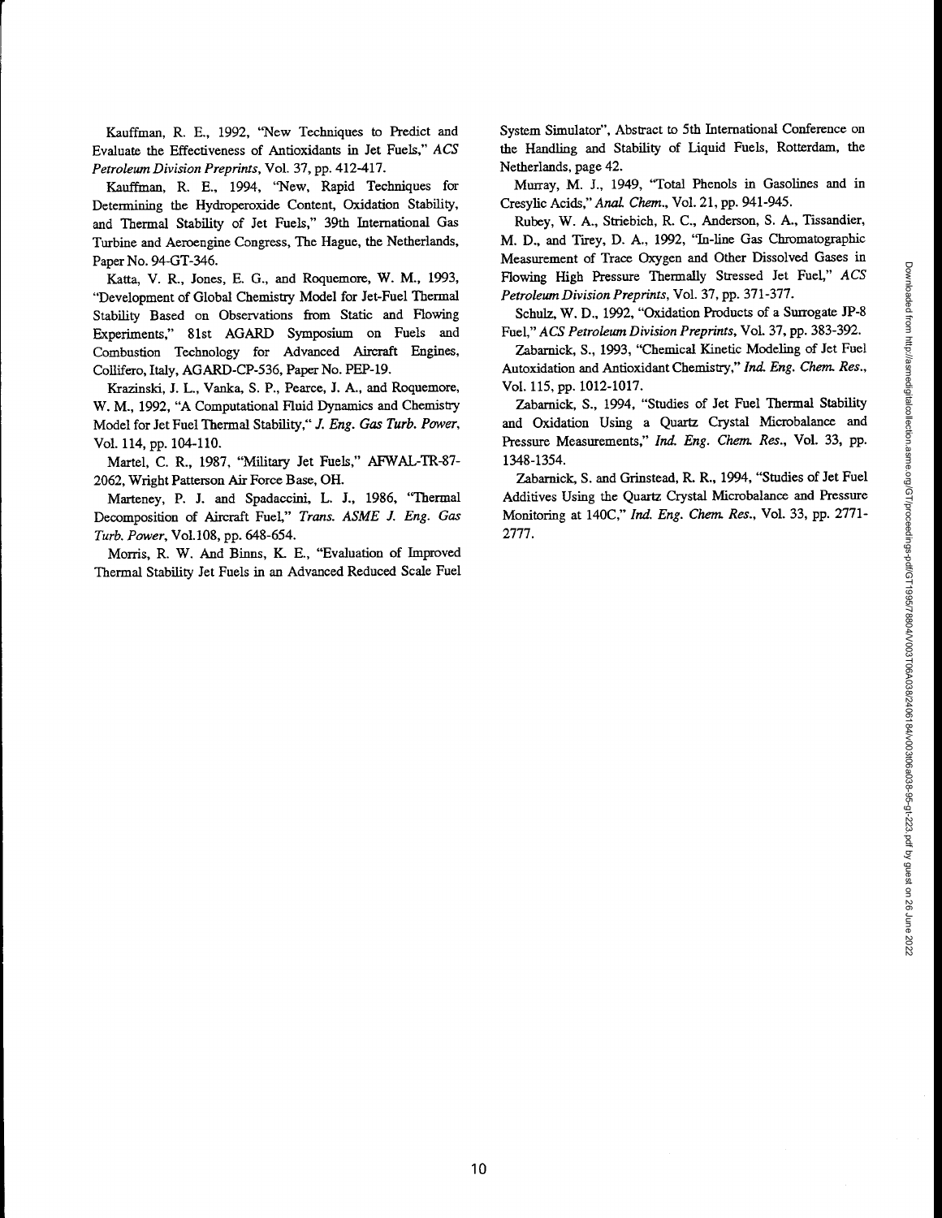Kauffman, R. E., 1992, "New Techniques to Predict and Evaluate the Effectiveness of Antioxidants in Jet Fuels," *ACS Petroleum Division Preprints*, Vol. 37, pp. 412-417.

Kauffman, R. E., 1994, "New, Rapid Techniques for Determining the Hydroperoxide Content, Oxidation Stability, and Thermal Stability of Jet Fuels," 39th International Gas Turbine and Aeroengine Congress, The Hague, the Netherlands, Paper No. 94-GT-346.

Katta, V. R., Jones, E. G., and Roquemore, W. M., 1993, "Development of Global Chemistry Model for Jet-Fuel Thermal Stability Based on Observations from Static and Flowing Experiments," 81st AGARD Symposium on Fuels and Combustion Technology for Advanced Aircraft Engines, Collifero, Italy, AGARD-CP-536, Paper No. PEP-19.

Krazinski, J. L., Vanka, S. P., Pearce, J. A., and Roquemore, W. M., 1992, "A Computational Fluid Dynamics and Chemistry Model for Jet Fuel Thermal Stability," *J. Eng. Gas Turb. Power*, Vol. 114, pp. 104-110.

Martel, C. R., 1987, "Military Jet Fuels," AFWAL-TR-87-2062, Wright Patterson Air Force Base, OH.

Marteney, P. J. and Spadaccini, L. J., 1986, "Thermal Decomposition of Aircraft Fuel," *Trans. ASME J. Eng. Gas Turb. Power*, Vol.108, pp. 648-654.

Morris, R. W. And Binns, K. E., "Evaluation of Improved Thermal Stability Jet Fuels in an Advanced Reduced Scale Fuel System Simulator", Abstract to 5th International Conference on the Handling and Stability of Liquid Fuels, Rotterdam, the Netherlands, page 42.

Murray, M. J., 1949, "Total Phenols in Gasolines and in Cresylic Acids," *Anal. Chem.*, Vol. 21, pp. 941-945.

Rubey, W. A., Striebich, R. C., Anderson, S. A., Tissandier, M. D., and Tirey, D. A., 1992, "In-line Gas Chromatographic Measurement of Trace Oxygen and Other Dissolved Gases in Flowing High Pressure Thermally Stressed Jet Fuel," *ACS Petroleum Division Preprints*, Vol. 37, pp. 371-377.

Schulz, W. D., 1992, "Oxidation Products of a Surrogate JP-8 Fuel," *ACS Petroleum Division Preprints*, Vol. 37, pp. 383-392.

Zabarnick, S., 1993, "Chemical Kinetic Modeling of Jet Fuel Autoxidation and Antioxidant Chemistry," *Ind. Eng. Chem. Res.*, Vol. 115, pp. 1012-1017.

Zabarnick, S., 1994, "Studies of Jet Fuel Thermal Stability and Oxidation Using a Quartz Crystal Microbalance and Pressure Measurements," *Ind. Eng. Chem. Res.*, Vol. 33, pp. 1348-1354.

Zabarnick, S. and Grinstead, R. R., 1994, "Studies of Jet Fuel Additives Using the Quartz Crystal Microbalance and Pressure Monitoring at 140C," *Ind. Eng. Chem. Res.*, Vol. 33, pp. 2771-2777.